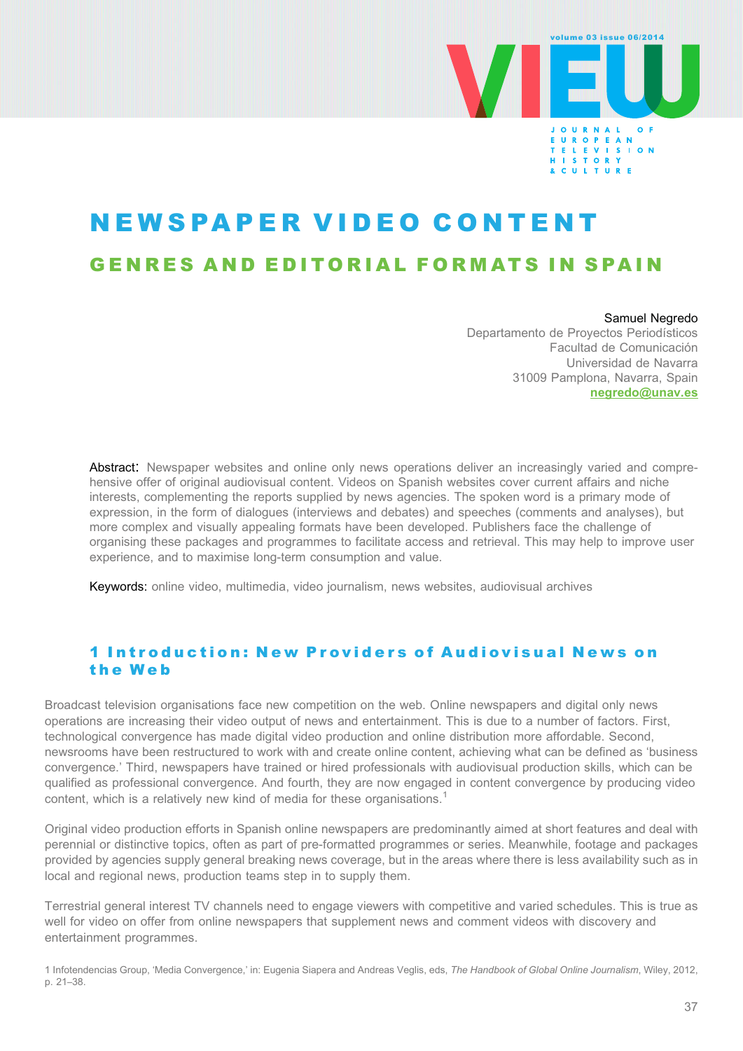# NEWSPAPER VIDEO CONTENT

## GENRES AND EDITORIAL FORMATS IN SPAIN

Samuel Negredo
Departamento de Proyectos Periodísticos
Facultad de Comunicación
Universidad de Navarra
31009 Pamplona, Navarra, Spain
negredo@unav.es

Abstract: Newspaper websites and online only news operations deliver an increasingly varied and comprehensive offer of original audiovisual content. Videos on Spanish websites cover current affairs and niche interests, complementing the reports supplied by news agencies. The spoken word is a primary mode of expression, in the form of dialogues (interviews and debates) and speeches (comments and analyses), but more complex and visually appealing formats have been developed. Publishers face the challenge of organising these packages and programmes to facilitate access and retrieval. This may help to improve user experience, and to maximise long-term consumption and value.

Keywords: online video, multimedia, video journalism, news websites, audiovisual archives

## 1 Introduction: New Providers of Audiovisual News on the Web

Broadcast television organisations face new competition on the web. Online newspapers and digital only news operations are increasing their video output of news and entertainment. This is due to a number of factors. First, technological convergence has made digital video production and online distribution more affordable. Second, newsrooms have been restructured to work with and create online content, achieving what can be defined as 'business convergence.' Third, newspapers have trained or hired professionals with audiovisual production skills, which can be qualified as professional convergence. And fourth, they are now engaged in content convergence by producing video content, which is a relatively new kind of media for these organisations.[1]

Original video production efforts in Spanish online newspapers are predominantly aimed at short features and deal with perennial or distinctive topics, often as part of pre-formatted programmes or series. Meanwhile, footage and packages provided by agencies supply general breaking news coverage, but in the areas where there is less availability such as in local and regional news, production teams step in to supply them.

Terrestrial general interest TV channels need to engage viewers with competitive and varied schedules. This is true as well for video on offer from online newspapers that supplement news and comment videos with discovery and entertainment programmes.

1 Infotendencias Group, 'Media Convergence,' in: Eugenia Siapera and Andreas Veglis, eds, *The Handbook of Global Online Journalism*, Wiley, 2012, p. 21–38.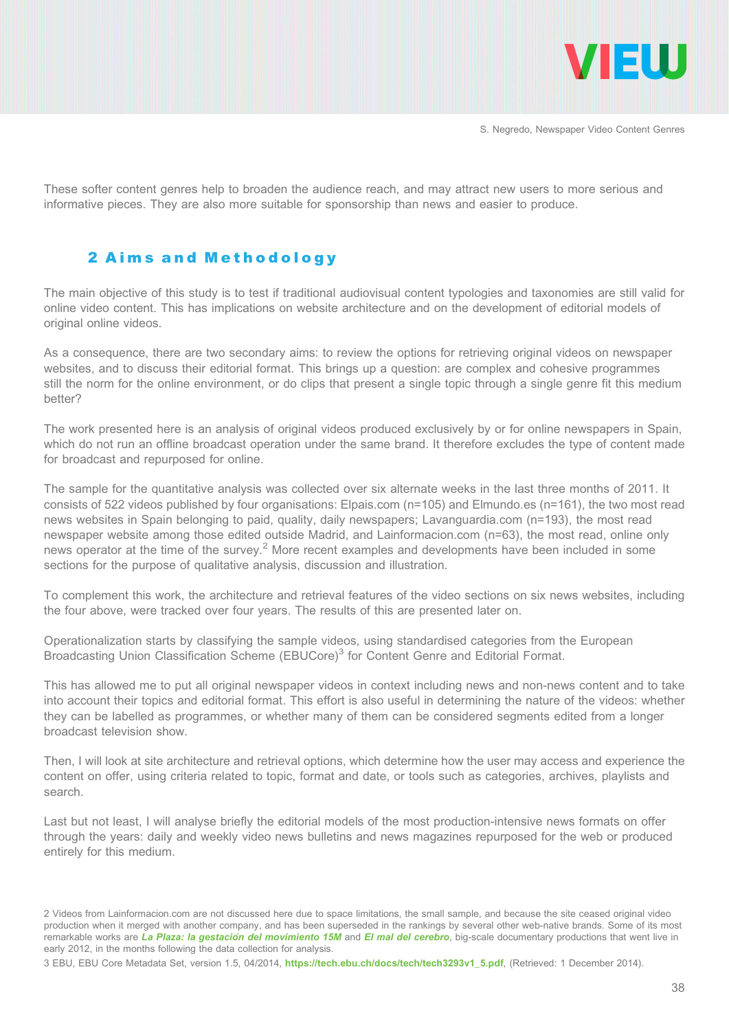These softer content genres help to broaden the audience reach, and may attract new users to more serious and informative pieces. They are also more suitable for sponsorship than news and easier to produce.

## 2 Aims and Methodology

The main objective of this study is to test if traditional audiovisual content typologies and taxonomies are still valid for online video content. This has implications on website architecture and on the development of editorial models of original online videos.

As a consequence, there are two secondary aims: to review the options for retrieving original videos on newspaper websites, and to discuss their editorial format. This brings up a question: are complex and cohesive programmes still the norm for the online environment, or do clips that present a single topic through a single genre fit this medium better?

The work presented here is an analysis of original videos produced exclusively by or for online newspapers in Spain, which do not run an offline broadcast operation under the same brand. It therefore excludes the type of content made for broadcast and repurposed for online.

The sample for the quantitative analysis was collected over six alternate weeks in the last three months of 2011. It consists of 522 videos published by four organisations: Elpais.com (n=105) and Elmundo.es (n=161), the two most read news websites in Spain belonging to paid, quality, daily newspapers; Lavanguardia.com (n=193), the most read newspaper website among those edited outside Madrid, and Lainformacion.com (n=63), the most read, online only news operator at the time of the survey.[2] More recent examples and developments have been included in some sections for the purpose of qualitative analysis, discussion and illustration.

To complement this work, the architecture and retrieval features of the video sections on six news websites, including the four above, were tracked over four years. The results of this are presented later on.

Operationalization starts by classifying the sample videos, using standardised categories from the European Broadcasting Union Classification Scheme (EBUCore)[3] for Content Genre and Editorial Format.

This has allowed me to put all original newspaper videos in context including news and non-news content and to take into account their topics and editorial format. This effort is also useful in determining the nature of the videos: whether they can be labelled as programmes, or whether many of them can be considered segments edited from a longer broadcast television show.

Then, I will look at site architecture and retrieval options, which determine how the user may access and experience the content on offer, using criteria related to topic, format and date, or tools such as categories, archives, playlists and search.

Last but not least, I will analyse briefly the editorial models of the most production-intensive news formats on offer through the years: daily and weekly video news bulletins and news magazines repurposed for the web or produced entirely for this medium.

---

2 Videos from Lainformacion.com are not discussed here due to space limitations, the small sample, and because the site ceased original video production when it merged with another company, and has been superseded in the rankings by several other web-native brands. Some of its most remarkable works are ***La Plaza: la gestación del movimiento 15M*** and ***El mal del cerebro***, big-scale documentary productions that went live in early 2012, in the months following the data collection for analysis.

3 EBU, EBU Core Metadata Set, version 1.5, 04/2014, **https://tech.ebu.ch/docs/tech/tech3293v1_5.pdf**, (Retrieved: 1 December 2014).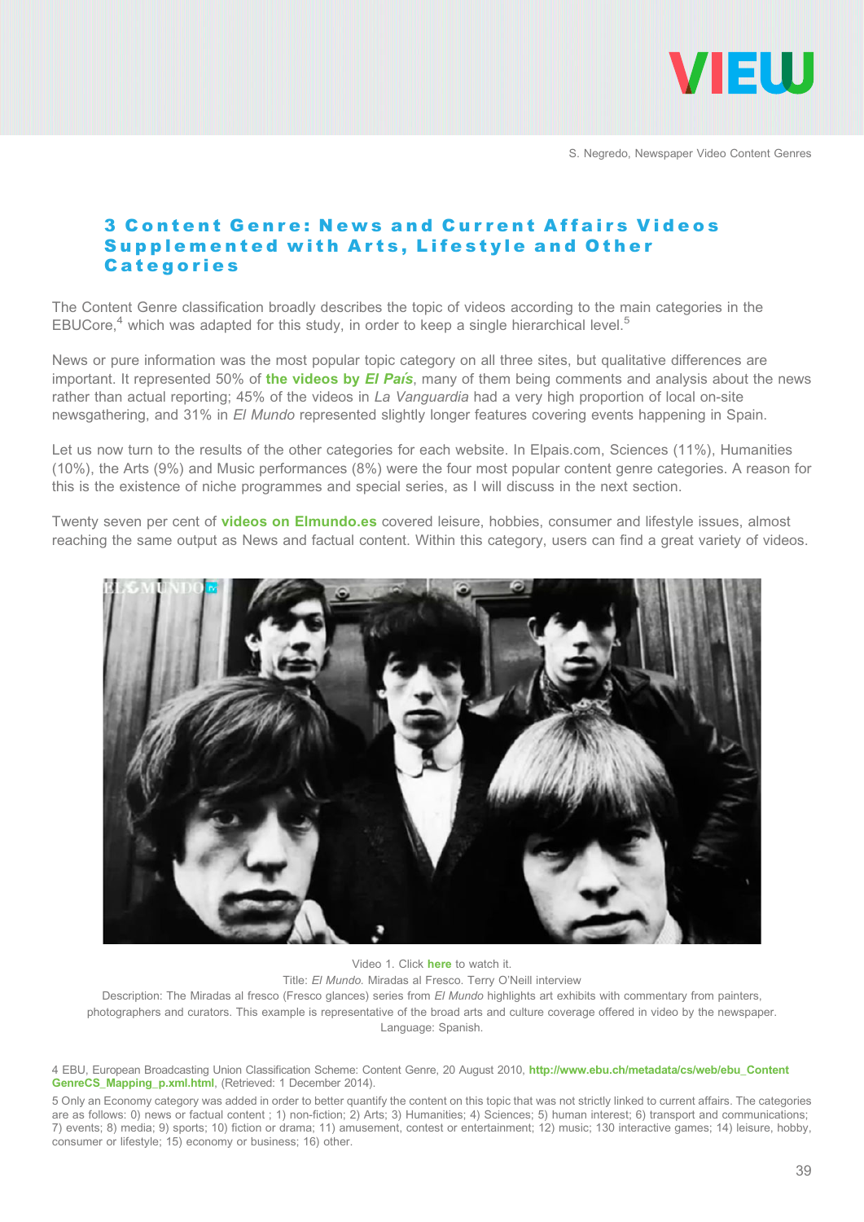## 3 Content Genre: News and Current Affairs Videos Supplemented with Arts, Lifestyle and Other Categories

The Content Genre classification broadly describes the topic of videos according to the main categories in the EBUCore,[4] which was adapted for this study, in order to keep a single hierarchical level.[5]

News or pure information was the most popular topic category on all three sites, but qualitative differences are important. It represented 50% of **the videos by *El País***, many of them being comments and analysis about the news rather than actual reporting; 45% of the videos in *La Vanguardia* had a very high proportion of local on-site newsgathering, and 31% in *El Mundo* represented slightly longer features covering events happening in Spain.

Let us now turn to the results of the other categories for each website. In Elpais.com, Sciences (11%), Humanities (10%), the Arts (9%) and Music performances (8%) were the four most popular content genre categories. A reason for this is the existence of niche programmes and special series, as I will discuss in the next section.

Twenty seven per cent of **videos on Elmundo.es** covered leisure, hobbies, consumer and lifestyle issues, almost reaching the same output as News and factual content. Within this category, users can find a great variety of videos.

Video 1. Click **here** to watch it.
Title: *El Mundo.* Miradas al Fresco. Terry O'Neill interview
Description: The Miradas al fresco (Fresco glances) series from *El Mundo* highlights art exhibits with commentary from painters, photographers and curators. This example is representative of the broad arts and culture coverage offered in video by the newspaper.
Language: Spanish.

4 EBU, European Broadcasting Union Classification Scheme: Content Genre, 20 August 2010, **http://www.ebu.ch/metadata/cs/web/ebu_ContentGenreCS_Mapping_p.xml.html**, (Retrieved: 1 December 2014).

5 Only an Economy category was added in order to better quantify the content on this topic that was not strictly linked to current affairs. The categories are as follows: 0) news or factual content ; 1) non-fiction; 2) Arts; 3) Humanities; 4) Sciences; 5) human interest; 6) transport and communications; 7) events; 8) media; 9) sports; 10) fiction or drama; 11) amusement, contest or entertainment; 12) music; 130 interactive games; 14) leisure, hobby, consumer or lifestyle; 15) economy or business; 16) other.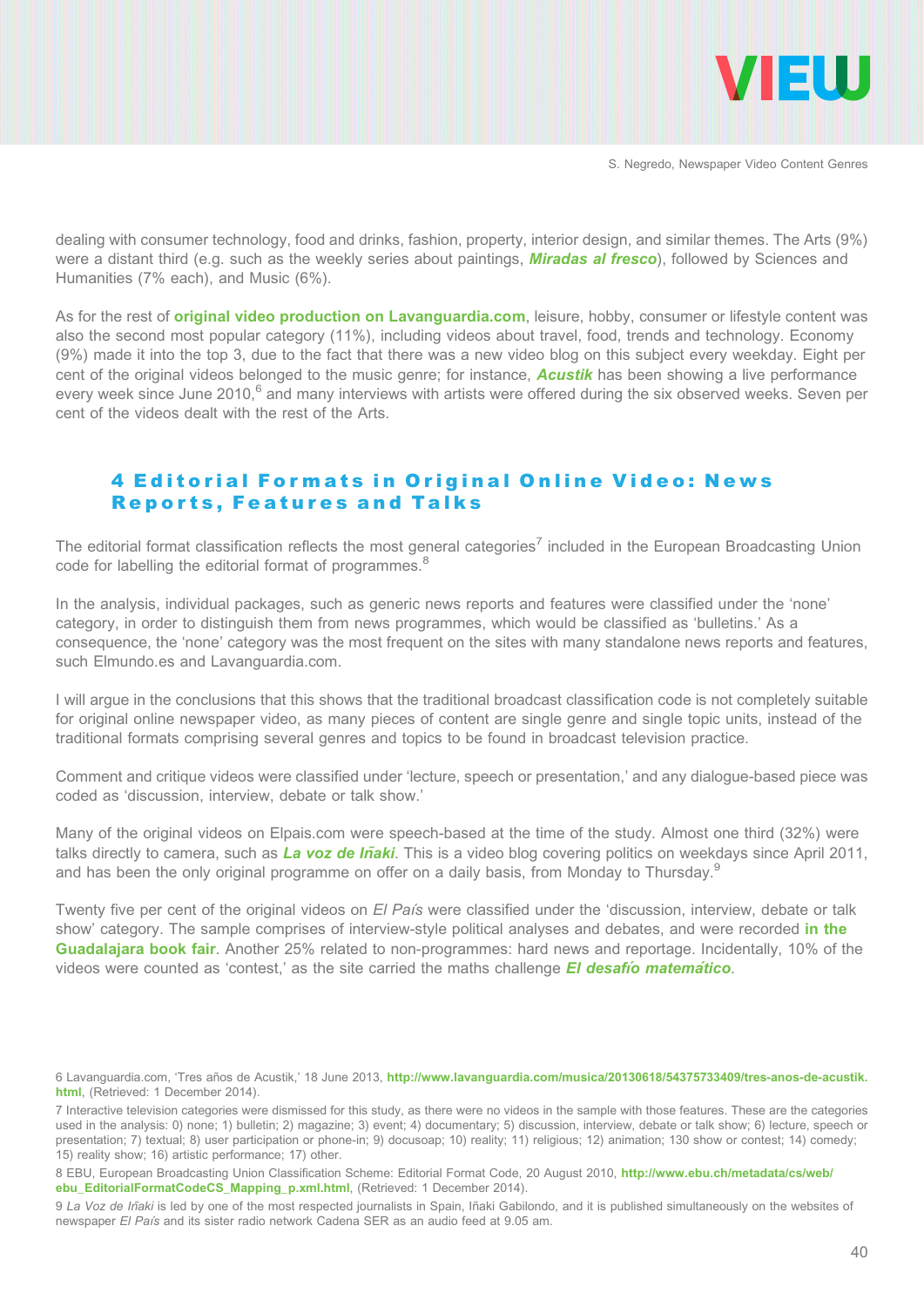dealing with consumer technology, food and drinks, fashion, property, interior design, and similar themes. The Arts (9%) were a distant third (e.g. such as the weekly series about paintings, ***Miradas al fresco***), followed by Sciences and Humanities (7% each), and Music (6%).

As for the rest of **original video production on Lavanguardia.com**, leisure, hobby, consumer or lifestyle content was also the second most popular category (11%), including videos about travel, food, trends and technology. Economy (9%) made it into the top 3, due to the fact that there was a new video blog on this subject every weekday. Eight per cent of the original videos belonged to the music genre; for instance, ***Acustik*** has been showing a live performance every week since June 2010,[6] and many interviews with artists were offered during the six observed weeks. Seven per cent of the videos dealt with the rest of the Arts.

## 4 Editorial Formats in Original Online Video: News Reports, Features and Talks

The editorial format classification reflects the most general categories[7] included in the European Broadcasting Union code for labelling the editorial format of programmes.[8]

In the analysis, individual packages, such as generic news reports and features were classified under the 'none' category, in order to distinguish them from news programmes, which would be classified as 'bulletins.' As a consequence, the 'none' category was the most frequent on the sites with many standalone news reports and features, such Elmundo.es and Lavanguardia.com.

I will argue in the conclusions that this shows that the traditional broadcast classification code is not completely suitable for original online newspaper video, as many pieces of content are single genre and single topic units, instead of the traditional formats comprising several genres and topics to be found in broadcast television practice.

Comment and critique videos were classified under 'lecture, speech or presentation,' and any dialogue-based piece was coded as 'discussion, interview, debate or talk show.'

Many of the original videos on Elpais.com were speech-based at the time of the study. Almost one third (32%) were talks directly to camera, such as ***La voz de Iñaki***. This is a video blog covering politics on weekdays since April 2011, and has been the only original programme on offer on a daily basis, from Monday to Thursday.[9]

Twenty five per cent of the original videos on *El País* were classified under the 'discussion, interview, debate or talk show' category. The sample comprises of interview-style political analyses and debates, and were recorded **in the Guadalajara book fair**. Another 25% related to non-programmes: hard news and reportage. Incidentally, 10% of the videos were counted as 'contest,' as the site carried the maths challenge ***El desafío matemático***.

---

6 Lavanguardia.com, 'Tres años de Acustik,' 18 June 2013, **http://www.lavanguardia.com/musica/20130618/54375733409/tres-anos-de-acustik.html**, (Retrieved: 1 December 2014).

7 Interactive television categories were dismissed for this study, as there were no videos in the sample with those features. These are the categories used in the analysis: 0) none; 1) bulletin; 2) magazine; 3) event; 4) documentary; 5) discussion, interview, debate or talk show; 6) lecture, speech or presentation; 7) textual; 8) user participation or phone-in; 9) docusoap; 10) reality; 11) religious; 12) animation; 130 show or contest; 14) comedy; 15) reality show; 16) artistic performance; 17) other.

8 EBU, European Broadcasting Union Classification Scheme: Editorial Format Code, 20 August 2010, **http://www.ebu.ch/metadata/cs/web/ebu_EditorialFormatCodeCS_Mapping_p.xml.html**, (Retrieved: 1 December 2014).

9 *La Voz de Iñaki* is led by one of the most respected journalists in Spain, Iñaki Gabilondo, and it is published simultaneously on the websites of newspaper *El País* and its sister radio network Cadena SER as an audio feed at 9.05 am.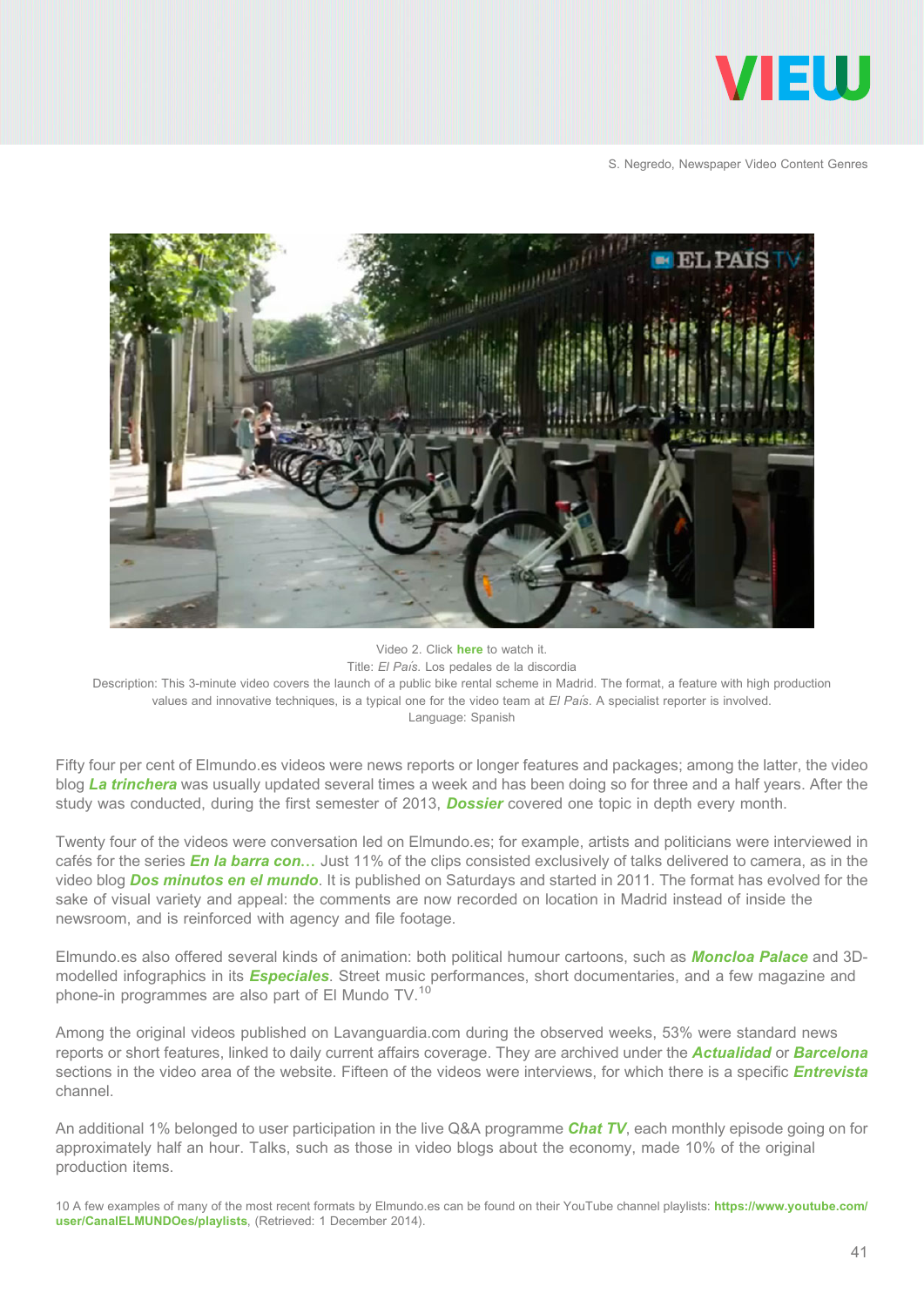Video 2. Click **here** to watch it.
Title: *El País*. Los pedales de la discordia
Description: This 3-minute video covers the launch of a public bike rental scheme in Madrid. The format, a feature with high production values and innovative techniques, is a typical one for the video team at *El País*. A specialist reporter is involved.
Language: Spanish

Fifty four per cent of Elmundo.es videos were news reports or longer features and packages; among the latter, the video blog ***La trinchera*** was usually updated several times a week and has been doing so for three and a half years. After the study was conducted, during the first semester of 2013, ***Dossier*** covered one topic in depth every month.

Twenty four of the videos were conversation led on Elmundo.es; for example, artists and politicians were interviewed in cafés for the series ***En la barra con…*** Just 11% of the clips consisted exclusively of talks delivered to camera, as in the video blog ***Dos minutos en el mundo***. It is published on Saturdays and started in 2011. The format has evolved for the sake of visual variety and appeal: the comments are now recorded on location in Madrid instead of inside the newsroom, and is reinforced with agency and file footage.

Elmundo.es also offered several kinds of animation: both political humour cartoons, such as ***Moncloa Palace*** and 3D-modelled infographics in its ***Especiales***. Street music performances, short documentaries, and a few magazine and phone-in programmes are also part of El Mundo TV.[10]

Among the original videos published on Lavanguardia.com during the observed weeks, 53% were standard news reports or short features, linked to daily current affairs coverage. They are archived under the ***Actualidad*** or ***Barcelona*** sections in the video area of the website. Fifteen of the videos were interviews, for which there is a specific ***Entrevista*** channel.

An additional 1% belonged to user participation in the live Q&A programme ***Chat TV***, each monthly episode going on for approximately half an hour. Talks, such as those in video blogs about the economy, made 10% of the original production items.

10 A few examples of many of the most recent formats by Elmundo.es can be found on their YouTube channel playlists: **https://www.youtube.com/user/CanalELMUNDOes/playlists**, (Retrieved: 1 December 2014).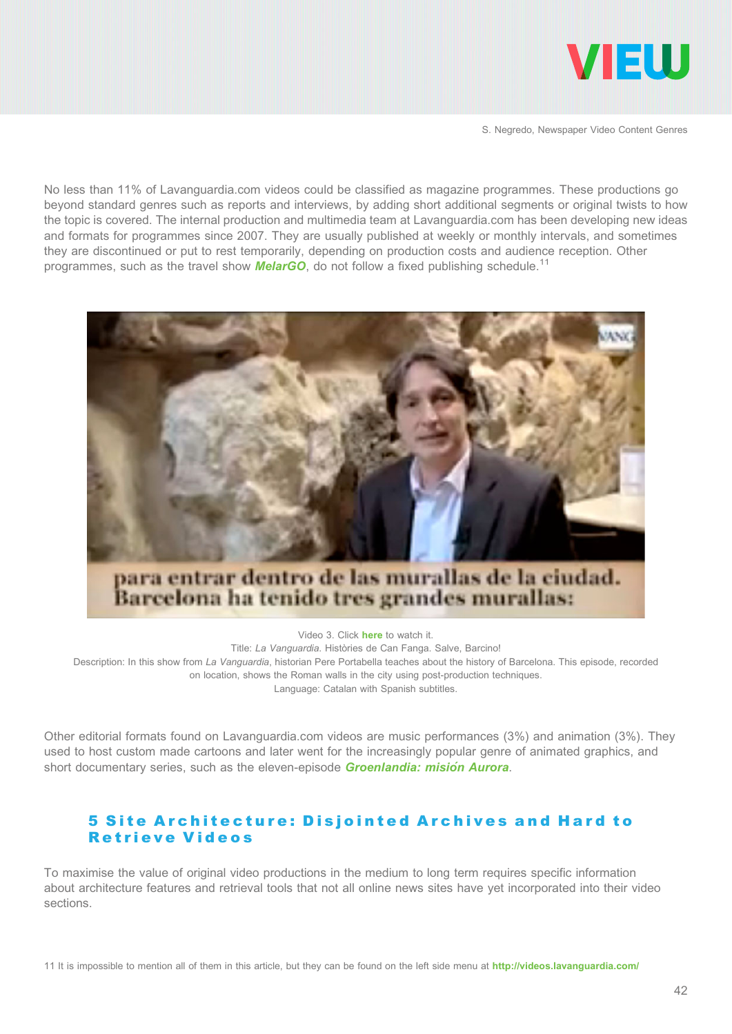No less than 11% of Lavanguardia.com videos could be classified as magazine programmes. These productions go beyond standard genres such as reports and interviews, by adding short additional segments or original twists to how the topic is covered. The internal production and multimedia team at Lavanguardia.com has been developing new ideas and formats for programmes since 2007. They are usually published at weekly or monthly intervals, and sometimes they are discontinued or put to rest temporarily, depending on production costs and audience reception. Other programmes, such as the travel show ***MelarGO***, do not follow a fixed publishing schedule.[11]

Video 3. Click **here** to watch it.
Title: *La Vanguardia*. Històries de Can Fanga. Salve, Barcino!
Description: In this show from *La Vanguardia*, historian Pere Portabella teaches about the history of Barcelona. This episode, recorded on location, shows the Roman walls in the city using post-production techniques.
Language: Catalan with Spanish subtitles.

Other editorial formats found on Lavanguardia.com videos are music performances (3%) and animation (3%). They used to host custom made cartoons and later went for the increasingly popular genre of animated graphics, and short documentary series, such as the eleven-episode ***Groenlandia: misión Aurora***.

## 5 Site Architecture: Disjointed Archives and Hard to Retrieve Videos

To maximise the value of original video productions in the medium to long term requires specific information about architecture features and retrieval tools that not all online news sites have yet incorporated into their video sections.

[11] It is impossible to mention all of them in this article, but they can be found on the left side menu at **http://videos.lavanguardia.com/**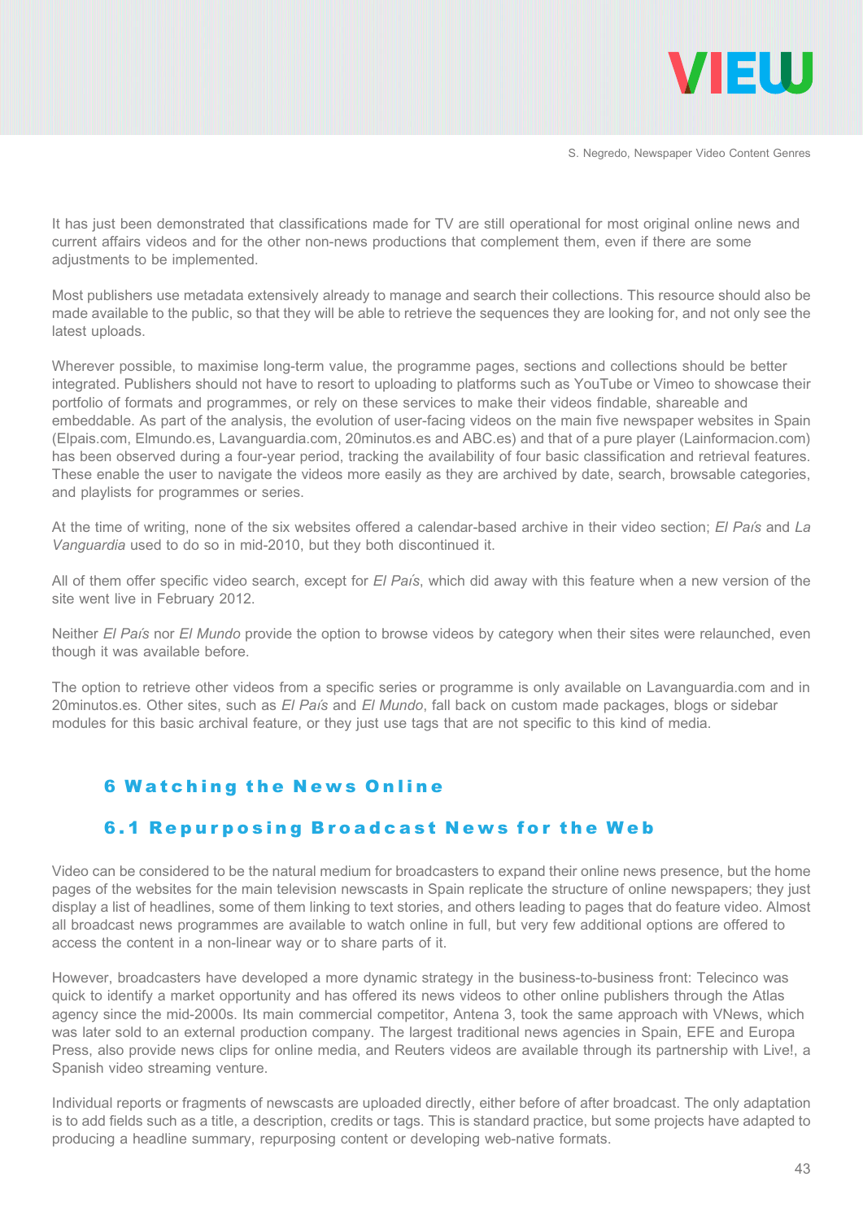It has just been demonstrated that classifications made for TV are still operational for most original online news and current affairs videos and for the other non-news productions that complement them, even if there are some adjustments to be implemented.

Most publishers use metadata extensively already to manage and search their collections. This resource should also be made available to the public, so that they will be able to retrieve the sequences they are looking for, and not only see the latest uploads.

Wherever possible, to maximise long-term value, the programme pages, sections and collections should be better integrated. Publishers should not have to resort to uploading to platforms such as YouTube or Vimeo to showcase their portfolio of formats and programmes, or rely on these services to make their videos findable, shareable and embeddable. As part of the analysis, the evolution of user-facing videos on the main five newspaper websites in Spain (Elpais.com, Elmundo.es, Lavanguardia.com, 20minutos.es and ABC.es) and that of a pure player (Lainformacion.com) has been observed during a four-year period, tracking the availability of four basic classification and retrieval features. These enable the user to navigate the videos more easily as they are archived by date, search, browsable categories, and playlists for programmes or series.

At the time of writing, none of the six websites offered a calendar-based archive in their video section; *El País* and *La Vanguardia* used to do so in mid-2010, but they both discontinued it.

All of them offer specific video search, except for *El País*, which did away with this feature when a new version of the site went live in February 2012.

Neither *El País* nor *El Mundo* provide the option to browse videos by category when their sites were relaunched, even though it was available before.

The option to retrieve other videos from a specific series or programme is only available on Lavanguardia.com and in 20minutos.es. Other sites, such as *El País* and *El Mundo*, fall back on custom made packages, blogs or sidebar modules for this basic archival feature, or they just use tags that are not specific to this kind of media.

## 6 Watching the News Online

### 6.1 Repurposing Broadcast News for the Web

Video can be considered to be the natural medium for broadcasters to expand their online news presence, but the home pages of the websites for the main television newscasts in Spain replicate the structure of online newspapers; they just display a list of headlines, some of them linking to text stories, and others leading to pages that do feature video. Almost all broadcast news programmes are available to watch online in full, but very few additional options are offered to access the content in a non-linear way or to share parts of it.

However, broadcasters have developed a more dynamic strategy in the business-to-business front: Telecinco was quick to identify a market opportunity and has offered its news videos to other online publishers through the Atlas agency since the mid-2000s. Its main commercial competitor, Antena 3, took the same approach with VNews, which was later sold to an external production company. The largest traditional news agencies in Spain, EFE and Europa Press, also provide news clips for online media, and Reuters videos are available through its partnership with Live!, a Spanish video streaming venture.

Individual reports or fragments of newscasts are uploaded directly, either before of after broadcast. The only adaptation is to add fields such as a title, a description, credits or tags. This is standard practice, but some projects have adapted to producing a headline summary, repurposing content or developing web-native formats.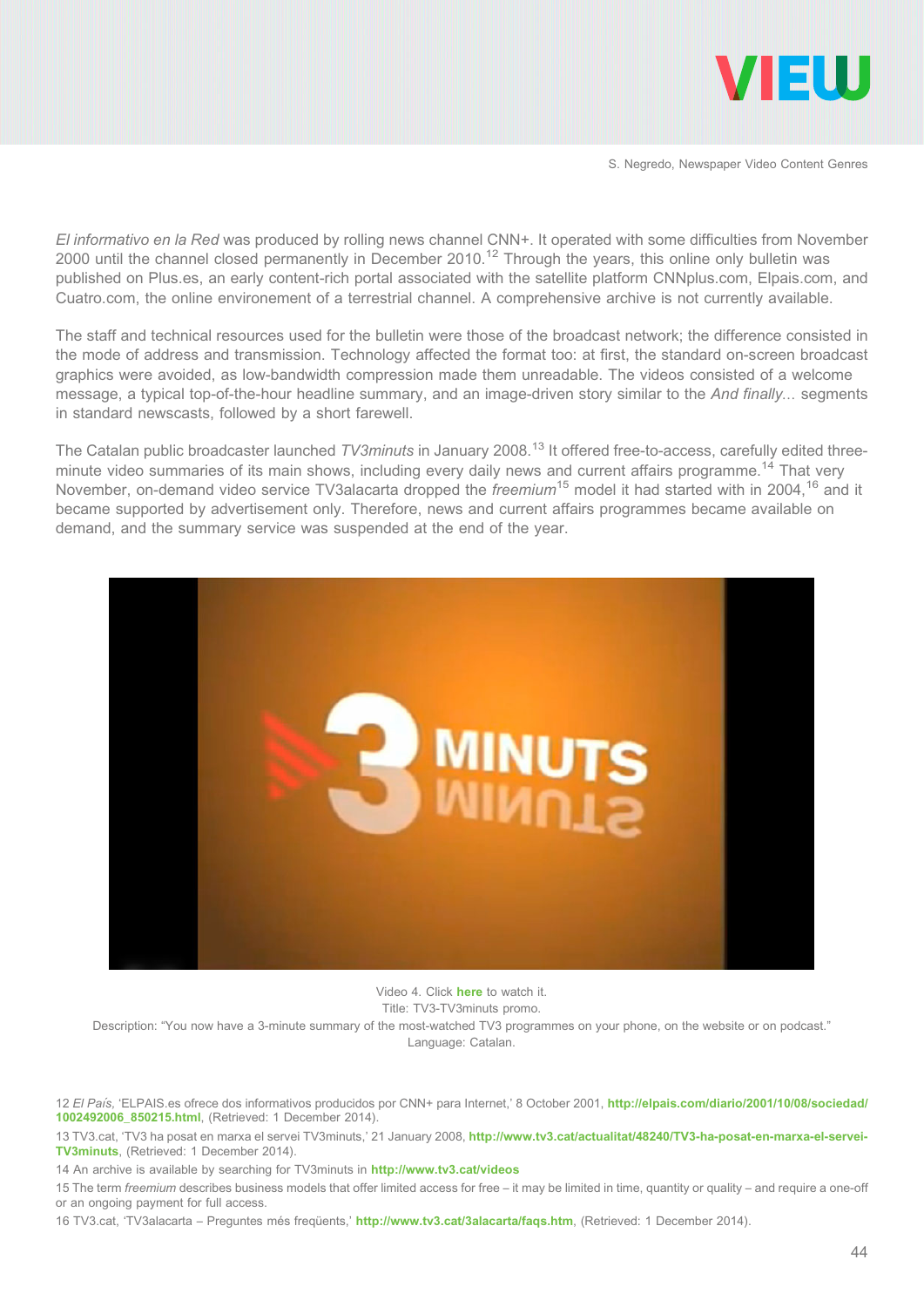*El informativo en la Red* was produced by rolling news channel CNN+. It operated with some difficulties from November 2000 until the channel closed permanently in December 2010.[12] Through the years, this online only bulletin was published on Plus.es, an early content-rich portal associated with the satellite platform CNNplus.com, Elpais.com, and Cuatro.com, the online environement of a terrestrial channel. A comprehensive archive is not currently available.

The staff and technical resources used for the bulletin were those of the broadcast network; the difference consisted in the mode of address and transmission. Technology affected the format too: at first, the standard on-screen broadcast graphics were avoided, as low-bandwidth compression made them unreadable. The videos consisted of a welcome message, a typical top-of-the-hour headline summary, and an image-driven story similar to the *And finally…* segments in standard newscasts, followed by a short farewell.

The Catalan public broadcaster launched *TV3minuts* in January 2008.[13] It offered free-to-access, carefully edited three-minute video summaries of its main shows, including every daily news and current affairs programme.[14] That very November, on-demand video service TV3alacarta dropped the *freemium*[15] model it had started with in 2004,[16] and it became supported by advertisement only. Therefore, news and current affairs programmes became available on demand, and the summary service was suspended at the end of the year.

Video 4. Click **here** to watch it.
Title: TV3-TV3minuts promo.
Description: "You now have a 3-minute summary of the most-watched TV3 programmes on your phone, on the website or on podcast."
Language: Catalan.

12 *El País*, 'ELPAIS.es ofrece dos informativos producidos por CNN+ para Internet,' 8 October 2001, **http://elpais.com/diario/2001/10/08/sociedad/1002492006_850215.html**, (Retrieved: 1 December 2014).

13 TV3.cat, 'TV3 ha posat en marxa el servei TV3minuts,' 21 January 2008, **http://www.tv3.cat/actualitat/48240/TV3-ha-posat-en-marxa-el-servei-TV3minuts**, (Retrieved: 1 December 2014).

14 An archive is available by searching for TV3minuts in **http://www.tv3.cat/videos**

15 The term *freemium* describes business models that offer limited access for free – it may be limited in time, quantity or quality – and require a one-off or an ongoing payment for full access.

16 TV3.cat, 'TV3alacarta – Preguntes més freqüents,' **http://www.tv3.cat/3alacarta/faqs.htm**, (Retrieved: 1 December 2014).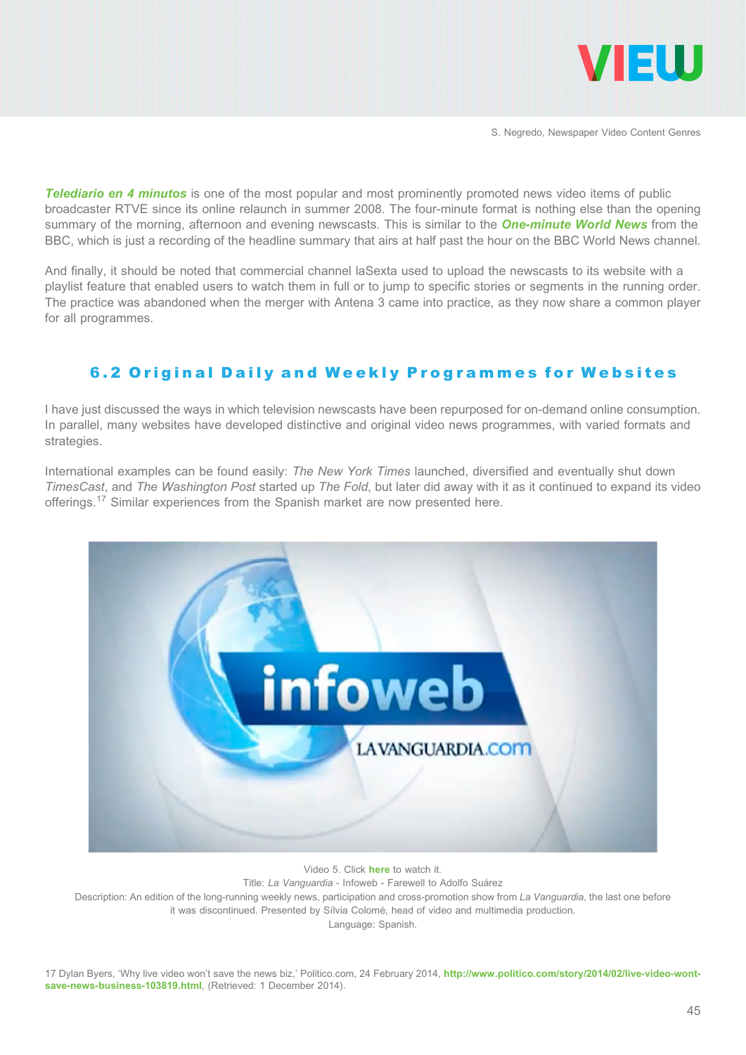***Telediario en 4 minutos*** is one of the most popular and most prominently promoted news video items of public broadcaster RTVE since its online relaunch in summer 2008. The four-minute format is nothing else than the opening summary of the morning, afternoon and evening newscasts. This is similar to the ***One-minute World News*** from the BBC, which is just a recording of the headline summary that airs at half past the hour on the BBC World News channel.

And finally, it should be noted that commercial channel laSexta used to upload the newscasts to its website with a playlist feature that enabled users to watch them in full or to jump to specific stories or segments in the running order. The practice was abandoned when the merger with Antena 3 came into practice, as they now share a common player for all programmes.

## 6.2 Original Daily and Weekly Programmes for Websites

I have just discussed the ways in which television newscasts have been repurposed for on-demand online consumption. In parallel, many websites have developed distinctive and original video news programmes, with varied formats and strategies.

International examples can be found easily: *The New York Times* launched, diversified and eventually shut down *TimesCast*, and *The Washington Post* started up *The Fold*, but later did away with it as it continued to expand its video offerings.[17] Similar experiences from the Spanish market are now presented here.

Video 5. Click **here** to watch it.
Title: *La Vanguardia* - Infoweb - Farewell to Adolfo Suárez
Description: An edition of the long-running weekly news, participation and cross-promotion show from *La Vanguardia*, the last one before it was discontinued. Presented by Sílvia Colomé, head of video and multimedia production.
Language: Spanish.

17 Dylan Byers, 'Why live video won't save the news biz,' Politico.com, 24 February 2014, **http://www.politico.com/story/2014/02/live-video-wont-save-news-business-103819.html**, (Retrieved: 1 December 2014).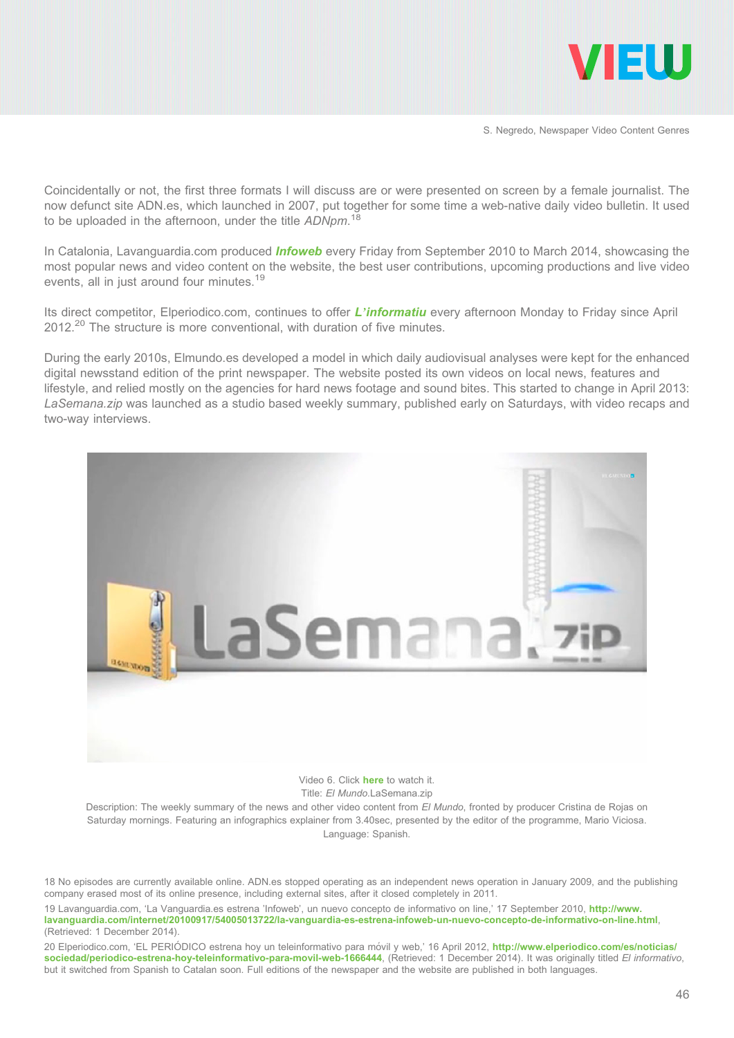Coincidentally or not, the first three formats I will discuss are or were presented on screen by a female journalist. The now defunct site ADN.es, which launched in 2007, put together for some time a web-native daily video bulletin. It used to be uploaded in the afternoon, under the title *ADNpm*.[18]

In Catalonia, Lavanguardia.com produced ***Infoweb*** every Friday from September 2010 to March 2014, showcasing the most popular news and video content on the website, the best user contributions, upcoming productions and live video events, all in just around four minutes.[19]

Its direct competitor, Elperiodico.com, continues to offer ***L'informatiu*** every afternoon Monday to Friday since April 2012.[20] The structure is more conventional, with duration of five minutes.

During the early 2010s, Elmundo.es developed a model in which daily audiovisual analyses were kept for the enhanced digital newsstand edition of the print newspaper. The website posted its own videos on local news, features and lifestyle, and relied mostly on the agencies for hard news footage and sound bites. This started to change in April 2013: *LaSemana.zip* was launched as a studio based weekly summary, published early on Saturdays, with video recaps and two-way interviews.

Video 6. Click **here** to watch it.
Title: *El Mundo*.LaSemana.zip
Description: The weekly summary of the news and other video content from *El Mundo*, fronted by producer Cristina de Rojas on Saturday mornings. Featuring an infographics explainer from 3.40sec, presented by the editor of the programme, Mario Viciosa.
Language: Spanish.

18 No episodes are currently available online. ADN.es stopped operating as an independent news operation in January 2009, and the publishing company erased most of its online presence, including external sites, after it closed completely in 2011.

19 Lavanguardia.com, 'La Vanguardia.es estrena 'Infoweb', un nuevo concepto de informativo on line,' 17 September 2010, **http://www.lavanguardia.com/internet/20100917/54005013722/la-vanguardia-es-estrena-infoweb-un-nuevo-concepto-de-informativo-on-line.html**, (Retrieved: 1 December 2014).

20 Elperiodico.com, 'EL PERIÓDICO estrena hoy un teleinformativo para móvil y web,' 16 April 2012, **http://www.elperiodico.com/es/noticias/sociedad/periodico-estrena-hoy-teleinformativo-para-movil-web-1666444**, (Retrieved: 1 December 2014). It was originally titled *El informativo*, but it switched from Spanish to Catalan soon. Full editions of the newspaper and the website are published in both languages.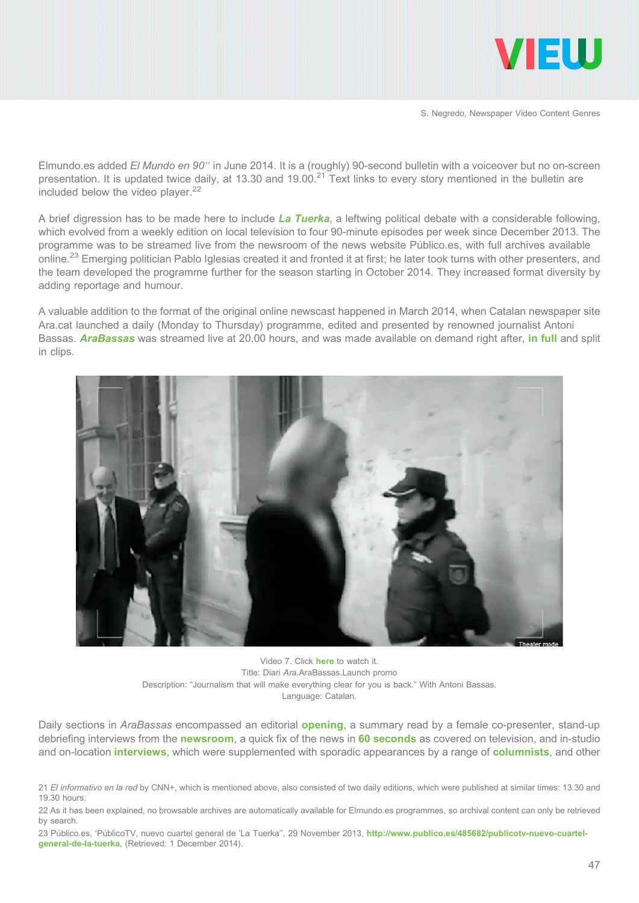Elmundo.es added *El Mundo en 90"* in June 2014. It is a (roughly) 90-second bulletin with a voiceover but no on-screen presentation. It is updated twice daily, at 13.30 and 19.00.[21] Text links to every story mentioned in the bulletin are included below the video player.[22]

A brief digression has to be made here to include ***La Tuerka***, a leftwing political debate with a considerable following, which evolved from a weekly edition on local television to four 90-minute episodes per week since December 2013. The programme was to be streamed live from the newsroom of the news website Público.es, with full archives available online.[23] Emerging politician Pablo Iglesias created it and fronted it at first; he later took turns with other presenters, and the team developed the programme further for the season starting in October 2014. They increased format diversity by adding reportage and humour.

A valuable addition to the format of the original online newscast happened in March 2014, when Catalan newspaper site Ara.cat launched a daily (Monday to Thursday) programme, edited and presented by renowned journalist Antoni Bassas. ***AraBassas*** was streamed live at 20.00 hours, and was made available on demand right after, **in full** and split in clips.

Video 7. Click **here** to watch it.
Title: Diari *Ara*.AraBassas.Launch promo
Description: "Journalism that will make everything clear for you is back." With Antoni Bassas.
Language: Catalan.

Daily sections in *AraBassas* encompassed an editorial **opening**, a summary read by a female co-presenter, stand-up debriefing interviews from the **newsroom**, a quick fix of the news in **60 seconds** as covered on television, and in-studio and on-location **interviews**, which were supplemented with sporadic appearances by a range of **columnists**, and other

21 *El informativo en la red* by CNN+, which is mentioned above, also consisted of two daily editions, which were published at similar times: 13.30 and 19.30 hours.

22 As it has been explained, no browsable archives are automatically available for Elmundo.es programmes, so archival content can only be retrieved by search.

23 Público.es, 'PúblicoTV, nuevo cuartel general de 'La Tuerka'', 29 November 2013, **http://www.publico.es/485682/publicotv-nuevo-cuartel-general-de-la-tuerka**, (Retrieved: 1 December 2014).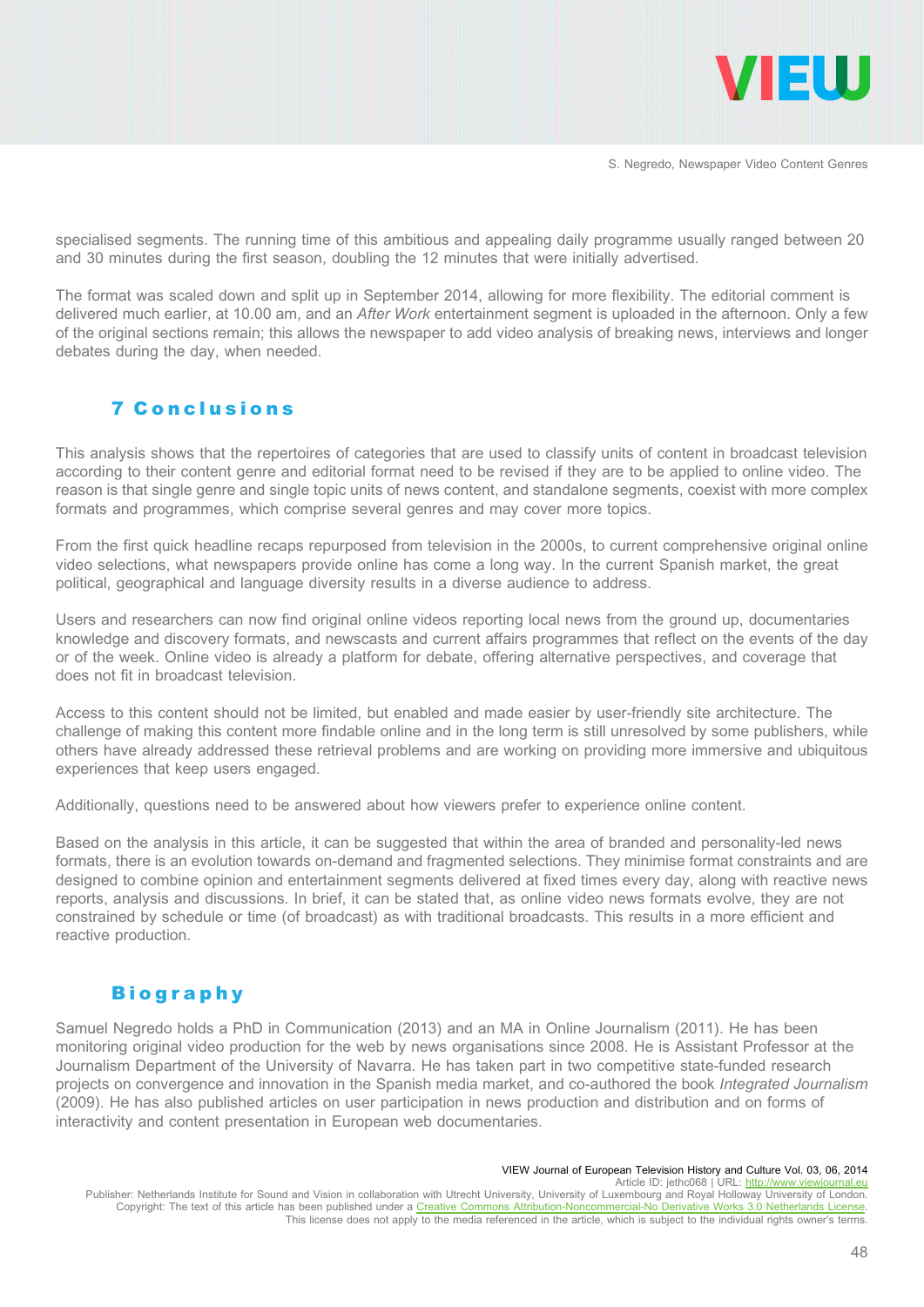specialised segments. The running time of this ambitious and appealing daily programme usually ranged between 20 and 30 minutes during the first season, doubling the 12 minutes that were initially advertised.

The format was scaled down and split up in September 2014, allowing for more flexibility. The editorial comment is delivered much earlier, at 10.00 am, and an *After Work* entertainment segment is uploaded in the afternoon. Only a few of the original sections remain; this allows the newspaper to add video analysis of breaking news, interviews and longer debates during the day, when needed.

## 7 Conclusions

This analysis shows that the repertoires of categories that are used to classify units of content in broadcast television according to their content genre and editorial format need to be revised if they are to be applied to online video. The reason is that single genre and single topic units of news content, and standalone segments, coexist with more complex formats and programmes, which comprise several genres and may cover more topics.

From the first quick headline recaps repurposed from television in the 2000s, to current comprehensive original online video selections, what newspapers provide online has come a long way. In the current Spanish market, the great political, geographical and language diversity results in a diverse audience to address.

Users and researchers can now find original online videos reporting local news from the ground up, documentaries knowledge and discovery formats, and newscasts and current affairs programmes that reflect on the events of the day or of the week. Online video is already a platform for debate, offering alternative perspectives, and coverage that does not fit in broadcast television.

Access to this content should not be limited, but enabled and made easier by user-friendly site architecture. The challenge of making this content more findable online and in the long term is still unresolved by some publishers, while others have already addressed these retrieval problems and are working on providing more immersive and ubiquitous experiences that keep users engaged.

Additionally, questions need to be answered about how viewers prefer to experience online content.

Based on the analysis in this article, it can be suggested that within the area of branded and personality-led news formats, there is an evolution towards on-demand and fragmented selections. They minimise format constraints and are designed to combine opinion and entertainment segments delivered at fixed times every day, along with reactive news reports, analysis and discussions. In brief, it can be stated that, as online video news formats evolve, they are not constrained by schedule or time (of broadcast) as with traditional broadcasts. This results in a more efficient and reactive production.

## Biography

Samuel Negredo holds a PhD in Communication (2013) and an MA in Online Journalism (2011). He has been monitoring original video production for the web by news organisations since 2008. He is Assistant Professor at the Journalism Department of the University of Navarra. He has taken part in two competitive state-funded research projects on convergence and innovation in the Spanish media market, and co-authored the book *Integrated Journalism* (2009). He has also published articles on user participation in news production and distribution and on forms of interactivity and content presentation in European web documentaries.